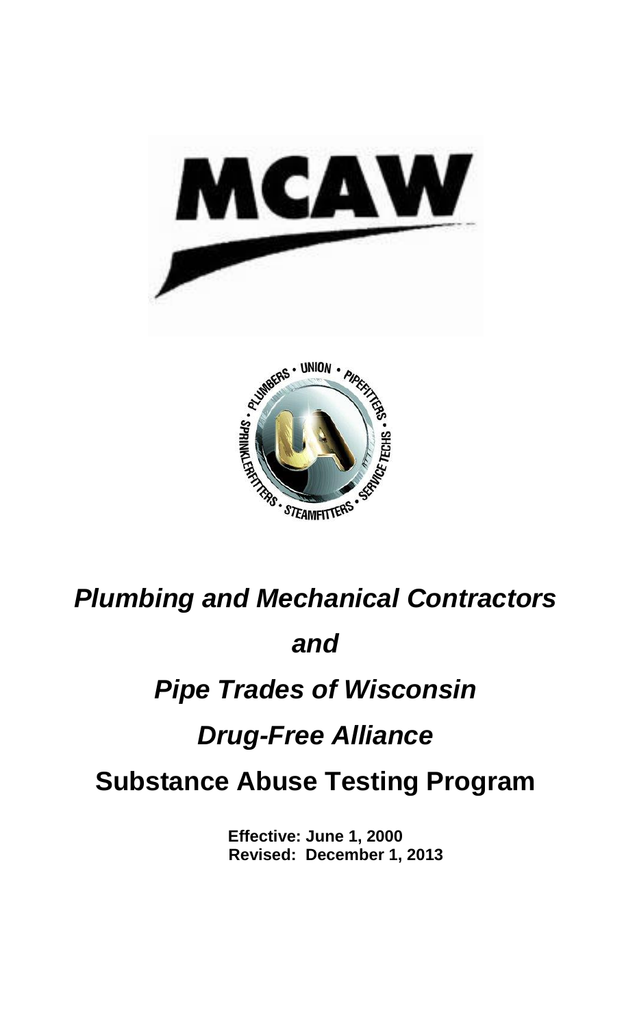MCAW

PLUMBERS • UNION • PIPEFITTERS • SERVICE TECHS • STEAMFITTERS • SPRINKLERFITTERS

UA

# *Plumbing and Mechanical Contractors*

# *and*

# *Pipe Trades of Wisconsin*

# *Drug-Free Alliance*

# **Substance Abuse Testing Program**

**Effective: June 1, 2000**
**Revised: December 1, 2013**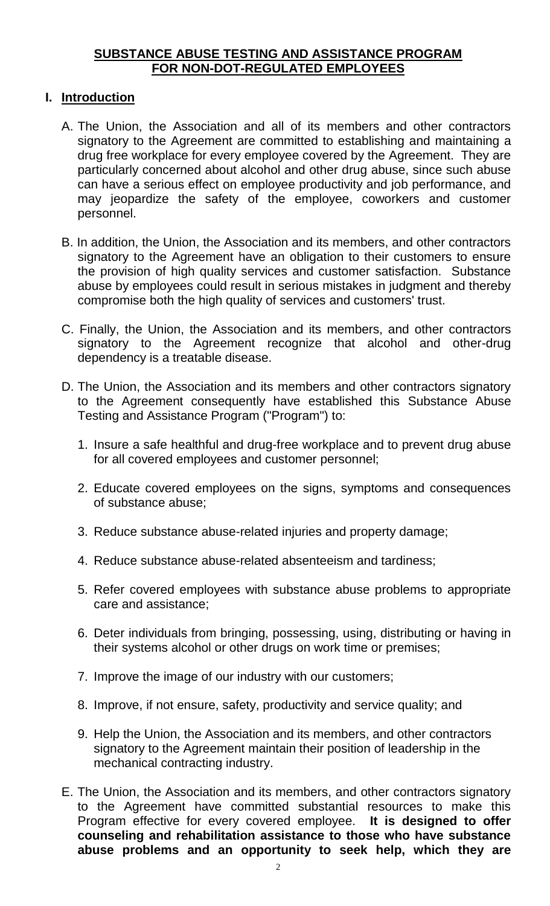## SUBSTANCE ABUSE TESTING AND ASSISTANCE PROGRAM FOR NON-DOT-REGULATED EMPLOYEES

### I. Introduction

A. The Union, the Association and all of its members and other contractors signatory to the Agreement are committed to establishing and maintaining a drug free workplace for every employee covered by the Agreement. They are particularly concerned about alcohol and other drug abuse, since such abuse can have a serious effect on employee productivity and job performance, and may jeopardize the safety of the employee, coworkers and customer personnel.

B. In addition, the Union, the Association and its members, and other contractors signatory to the Agreement have an obligation to their customers to ensure the provision of high quality services and customer satisfaction. Substance abuse by employees could result in serious mistakes in judgment and thereby compromise both the high quality of services and customers' trust.

C. Finally, the Union, the Association and its members, and other contractors signatory to the Agreement recognize that alcohol and other-drug dependency is a treatable disease.

D. The Union, the Association and its members and other contractors signatory to the Agreement consequently have established this Substance Abuse Testing and Assistance Program ("Program") to:

1. Insure a safe healthful and drug-free workplace and to prevent drug abuse for all covered employees and customer personnel;
2. Educate covered employees on the signs, symptoms and consequences of substance abuse;
3. Reduce substance abuse-related injuries and property damage;
4. Reduce substance abuse-related absenteeism and tardiness;
5. Refer covered employees with substance abuse problems to appropriate care and assistance;
6. Deter individuals from bringing, possessing, using, distributing or having in their systems alcohol or other drugs on work time or premises;
7. Improve the image of our industry with our customers;
8. Improve, if not ensure, safety, productivity and service quality; and
9. Help the Union, the Association and its members, and other contractors signatory to the Agreement maintain their position of leadership in the mechanical contracting industry.

E. The Union, the Association and its members, and other contractors signatory to the Agreement have committed substantial resources to make this Program effective for every covered employee. **It is designed to offer counseling and rehabilitation assistance to those who have substance abuse problems and an opportunity to seek help, which they are**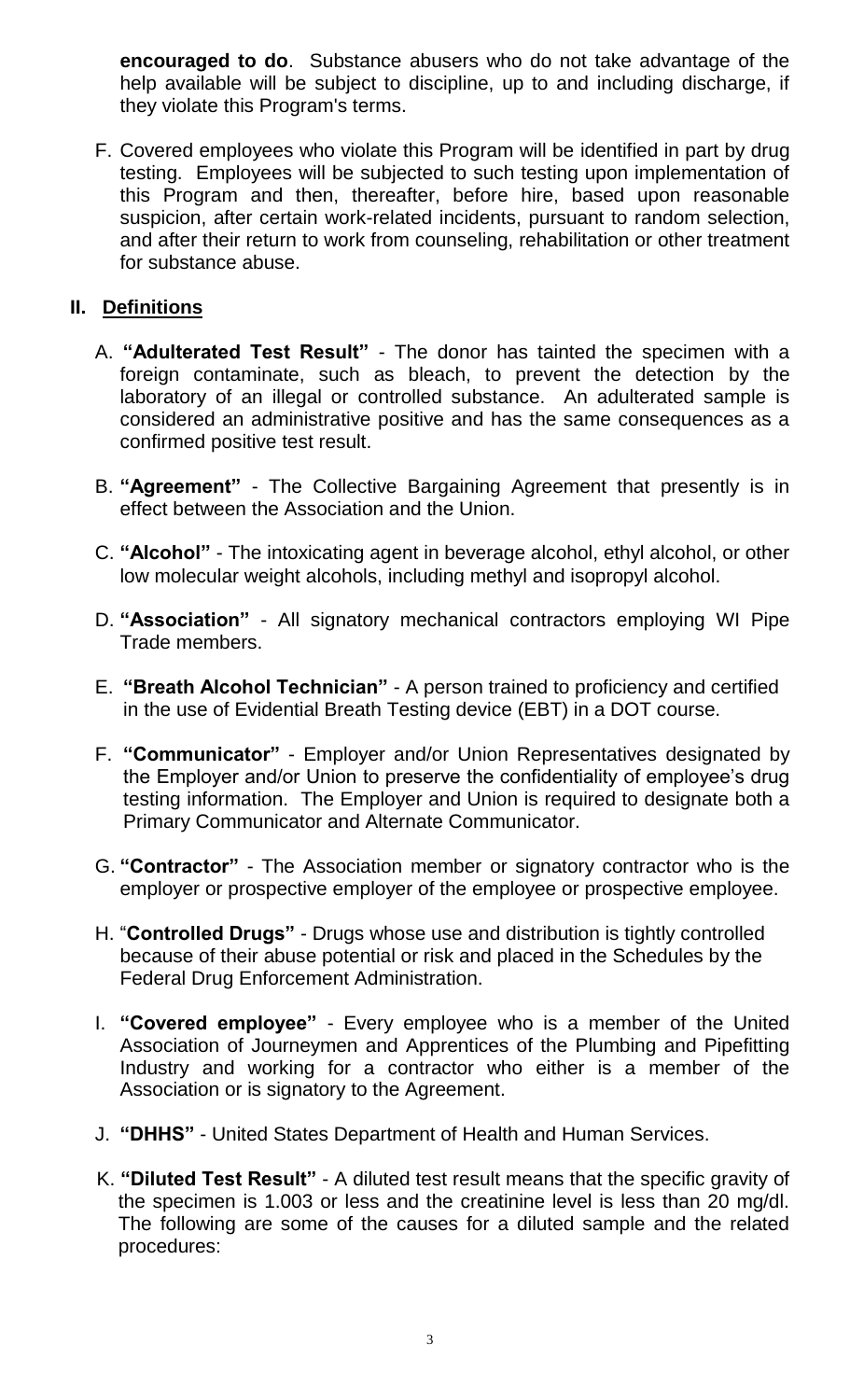**encouraged to do**. Substance abusers who do not take advantage of the help available will be subject to discipline, up to and including discharge, if they violate this Program's terms.

F. Covered employees who violate this Program will be identified in part by drug testing. Employees will be subjected to such testing upon implementation of this Program and then, thereafter, before hire, based upon reasonable suspicion, after certain work-related incidents, pursuant to random selection, and after their return to work from counseling, rehabilitation or other treatment for substance abuse.

## II. Definitions

A. **"Adulterated Test Result"** - The donor has tainted the specimen with a foreign contaminate, such as bleach, to prevent the detection by the laboratory of an illegal or controlled substance. An adulterated sample is considered an administrative positive and has the same consequences as a confirmed positive test result.

B. **"Agreement"** - The Collective Bargaining Agreement that presently is in effect between the Association and the Union.

C. **"Alcohol"** - The intoxicating agent in beverage alcohol, ethyl alcohol, or other low molecular weight alcohols, including methyl and isopropyl alcohol.

D. **"Association"** - All signatory mechanical contractors employing WI Pipe Trade members.

E. **"Breath Alcohol Technician"** - A person trained to proficiency and certified in the use of Evidential Breath Testing device (EBT) in a DOT course.

F. **"Communicator"** - Employer and/or Union Representatives designated by the Employer and/or Union to preserve the confidentiality of employee's drug testing information. The Employer and Union is required to designate both a Primary Communicator and Alternate Communicator.

G. **"Contractor"** - The Association member or signatory contractor who is the employer or prospective employer of the employee or prospective employee.

H. "**Controlled Drugs"** - Drugs whose use and distribution is tightly controlled because of their abuse potential or risk and placed in the Schedules by the Federal Drug Enforcement Administration.

I. **"Covered employee"** - Every employee who is a member of the United Association of Journeymen and Apprentices of the Plumbing and Pipefitting Industry and working for a contractor who either is a member of the Association or is signatory to the Agreement.

J. **"DHHS"** - United States Department of Health and Human Services.

K. **"Diluted Test Result"** - A diluted test result means that the specific gravity of the specimen is 1.003 or less and the creatinine level is less than 20 mg/dl. The following are some of the causes for a diluted sample and the related procedures: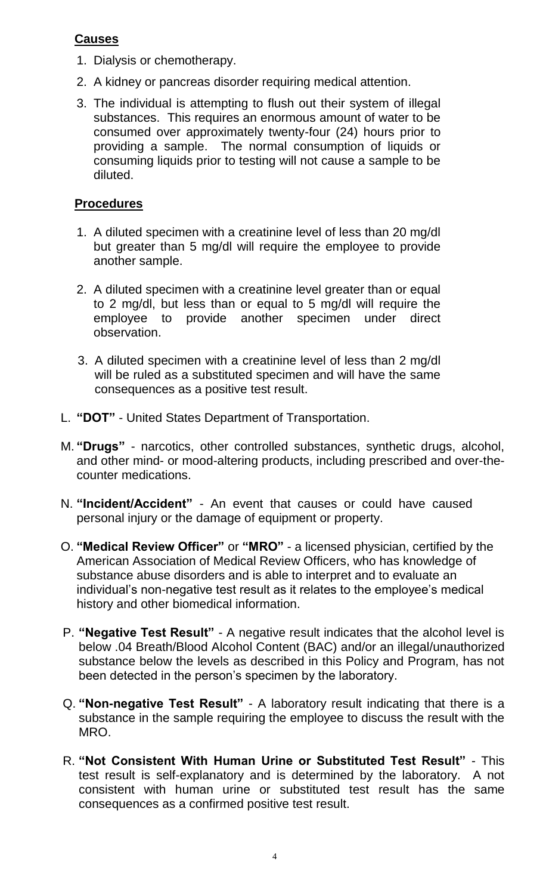**Causes**

1. Dialysis or chemotherapy.
2. A kidney or pancreas disorder requiring medical attention.
3. The individual is attempting to flush out their system of illegal substances. This requires an enormous amount of water to be consumed over approximately twenty-four (24) hours prior to providing a sample. The normal consumption of liquids or consuming liquids prior to testing will not cause a sample to be diluted.

**Procedures**

1. A diluted specimen with a creatinine level of less than 20 mg/dl but greater than 5 mg/dl will require the employee to provide another sample.
2. A diluted specimen with a creatinine level greater than or equal to 2 mg/dl, but less than or equal to 5 mg/dl will require the employee to provide another specimen under direct observation.
3. A diluted specimen with a creatinine level of less than 2 mg/dl will be ruled as a substituted specimen and will have the same consequences as a positive test result.

L. **"DOT"** - United States Department of Transportation.

M. **"Drugs"** - narcotics, other controlled substances, synthetic drugs, alcohol, and other mind- or mood-altering products, including prescribed and over-the-counter medications.

N. **"Incident/Accident"** - An event that causes or could have caused personal injury or the damage of equipment or property.

O. **"Medical Review Officer"** or **"MRO"** - a licensed physician, certified by the American Association of Medical Review Officers, who has knowledge of substance abuse disorders and is able to interpret and to evaluate an individual's non-negative test result as it relates to the employee's medical history and other biomedical information.

P. **"Negative Test Result"** - A negative result indicates that the alcohol level is below .04 Breath/Blood Alcohol Content (BAC) and/or an illegal/unauthorized substance below the levels as described in this Policy and Program, has not been detected in the person's specimen by the laboratory.

Q. **"Non-negative Test Result"** - A laboratory result indicating that there is a substance in the sample requiring the employee to discuss the result with the MRO.

R. **"Not Consistent With Human Urine or Substituted Test Result"** - This test result is self-explanatory and is determined by the laboratory. A not consistent with human urine or substituted test result has the same consequences as a confirmed positive test result.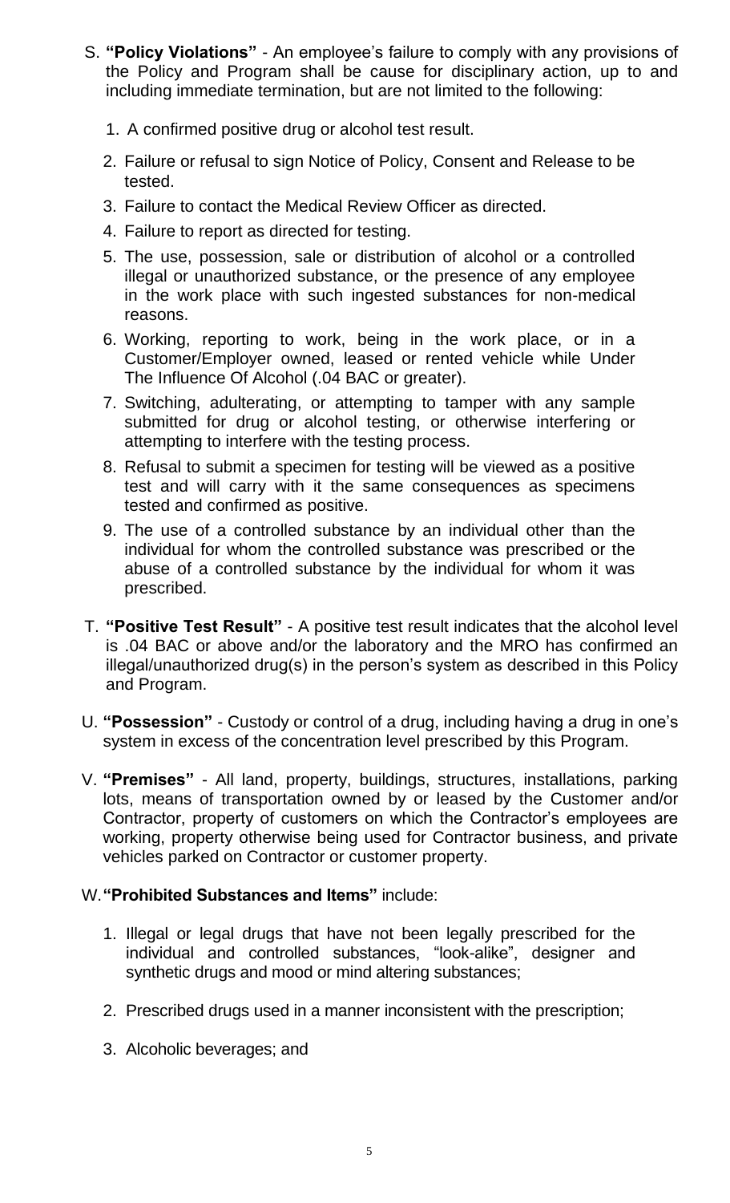S. **"Policy Violations"** - An employee's failure to comply with any provisions of the Policy and Program shall be cause for disciplinary action, up to and including immediate termination, but are not limited to the following:

1. A confirmed positive drug or alcohol test result.
2. Failure or refusal to sign Notice of Policy, Consent and Release to be tested.
3. Failure to contact the Medical Review Officer as directed.
4. Failure to report as directed for testing.
5. The use, possession, sale or distribution of alcohol or a controlled illegal or unauthorized substance, or the presence of any employee in the work place with such ingested substances for non-medical reasons.
6. Working, reporting to work, being in the work place, or in a Customer/Employer owned, leased or rented vehicle while Under The Influence Of Alcohol (.04 BAC or greater).
7. Switching, adulterating, or attempting to tamper with any sample submitted for drug or alcohol testing, or otherwise interfering or attempting to interfere with the testing process.
8. Refusal to submit a specimen for testing will be viewed as a positive test and will carry with it the same consequences as specimens tested and confirmed as positive.
9. The use of a controlled substance by an individual other than the individual for whom the controlled substance was prescribed or the abuse of a controlled substance by the individual for whom it was prescribed.

T. **"Positive Test Result"** - A positive test result indicates that the alcohol level is .04 BAC or above and/or the laboratory and the MRO has confirmed an illegal/unauthorized drug(s) in the person's system as described in this Policy and Program.

U. **"Possession"** - Custody or control of a drug, including having a drug in one's system in excess of the concentration level prescribed by this Program.

V. **"Premises"** - All land, property, buildings, structures, installations, parking lots, means of transportation owned by or leased by the Customer and/or Contractor, property of customers on which the Contractor's employees are working, property otherwise being used for Contractor business, and private vehicles parked on Contractor or customer property.

W. **"Prohibited Substances and Items"** include:

1. Illegal or legal drugs that have not been legally prescribed for the individual and controlled substances, "look-alike", designer and synthetic drugs and mood or mind altering substances;
2. Prescribed drugs used in a manner inconsistent with the prescription;
3. Alcoholic beverages; and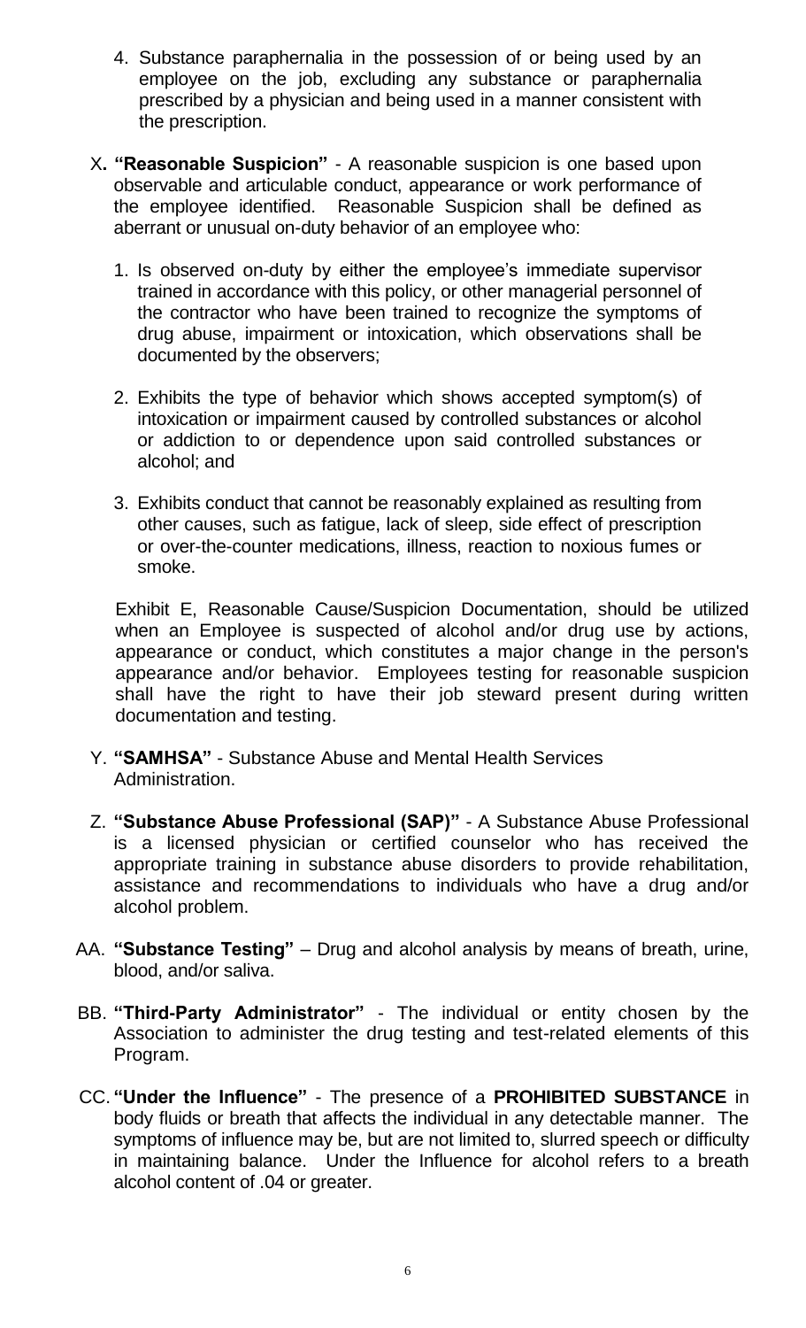4. Substance paraphernalia in the possession of or being used by an employee on the job, excluding any substance or paraphernalia prescribed by a physician and being used in a manner consistent with the prescription.

X. **"Reasonable Suspicion"** - A reasonable suspicion is one based upon observable and articulable conduct, appearance or work performance of the employee identified. Reasonable Suspicion shall be defined as aberrant or unusual on-duty behavior of an employee who:

1. Is observed on-duty by either the employee's immediate supervisor trained in accordance with this policy, or other managerial personnel of the contractor who have been trained to recognize the symptoms of drug abuse, impairment or intoxication, which observations shall be documented by the observers;

2. Exhibits the type of behavior which shows accepted symptom(s) of intoxication or impairment caused by controlled substances or alcohol or addiction to or dependence upon said controlled substances or alcohol; and

3. Exhibits conduct that cannot be reasonably explained as resulting from other causes, such as fatigue, lack of sleep, side effect of prescription or over-the-counter medications, illness, reaction to noxious fumes or smoke.

Exhibit E, Reasonable Cause/Suspicion Documentation, should be utilized when an Employee is suspected of alcohol and/or drug use by actions, appearance or conduct, which constitutes a major change in the person's appearance and/or behavior. Employees testing for reasonable suspicion shall have the right to have their job steward present during written documentation and testing.

Y. **"SAMHSA"** - Substance Abuse and Mental Health Services Administration.

Z. **"Substance Abuse Professional (SAP)"** - A Substance Abuse Professional is a licensed physician or certified counselor who has received the appropriate training in substance abuse disorders to provide rehabilitation, assistance and recommendations to individuals who have a drug and/or alcohol problem.

AA. **"Substance Testing"** – Drug and alcohol analysis by means of breath, urine, blood, and/or saliva.

BB. **"Third-Party Administrator"** - The individual or entity chosen by the Association to administer the drug testing and test-related elements of this Program.

CC. **"Under the Influence"** - The presence of a **PROHIBITED SUBSTANCE** in body fluids or breath that affects the individual in any detectable manner. The symptoms of influence may be, but are not limited to, slurred speech or difficulty in maintaining balance. Under the Influence for alcohol refers to a breath alcohol content of .04 or greater.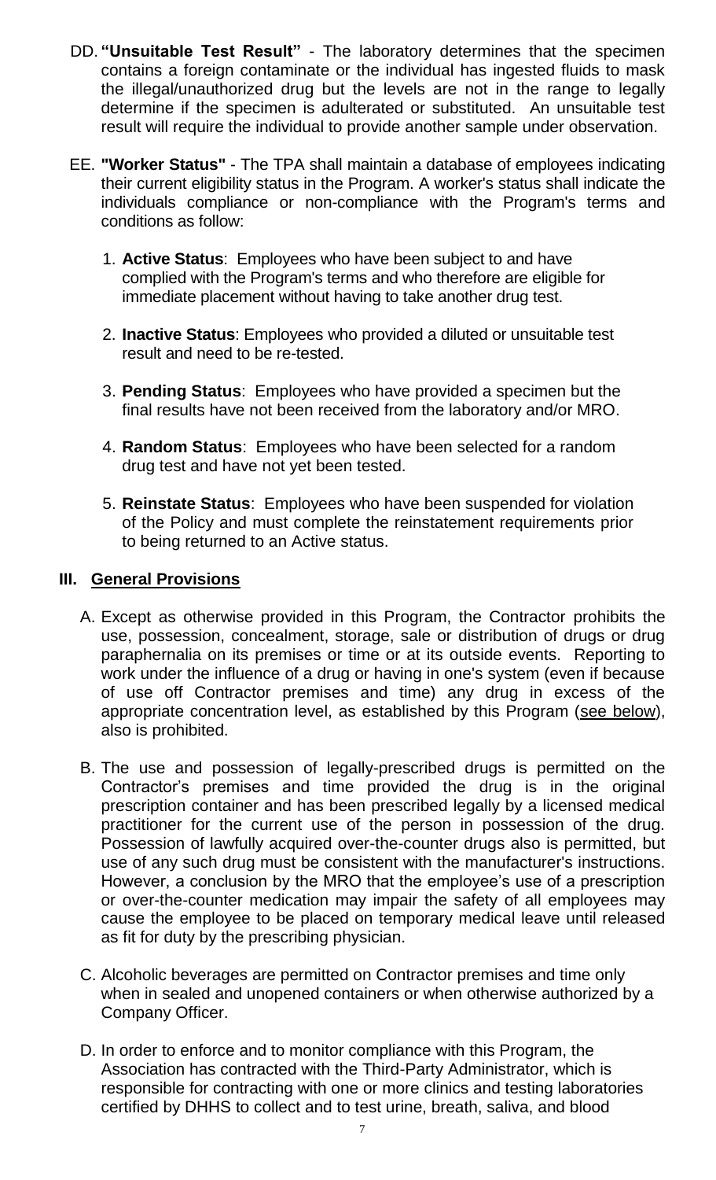DD. **"Unsuitable Test Result"** - The laboratory determines that the specimen contains a foreign contaminate or the individual has ingested fluids to mask the illegal/unauthorized drug but the levels are not in the range to legally determine if the specimen is adulterated or substituted. An unsuitable test result will require the individual to provide another sample under observation.

EE. **"Worker Status"** - The TPA shall maintain a database of employees indicating their current eligibility status in the Program. A worker's status shall indicate the individuals compliance or non-compliance with the Program's terms and conditions as follow:

1. **Active Status**: Employees who have been subject to and have complied with the Program's terms and who therefore are eligible for immediate placement without having to take another drug test.
2. **Inactive Status**: Employees who provided a diluted or unsuitable test result and need to be re-tested.
3. **Pending Status**: Employees who have provided a specimen but the final results have not been received from the laboratory and/or MRO.
4. **Random Status**: Employees who have been selected for a random drug test and have not yet been tested.
5. **Reinstate Status**: Employees who have been suspended for violation of the Policy and must complete the reinstatement requirements prior to being returned to an Active status.

## III. General Provisions

A. Except as otherwise provided in this Program, the Contractor prohibits the use, possession, concealment, storage, sale or distribution of drugs or drug paraphernalia on its premises or time or at its outside events. Reporting to work under the influence of a drug or having in one's system (even if because of use off Contractor premises and time) any drug in excess of the appropriate concentration level, as established by this Program (see below), also is prohibited.

B. The use and possession of legally-prescribed drugs is permitted on the Contractor's premises and time provided the drug is in the original prescription container and has been prescribed legally by a licensed medical practitioner for the current use of the person in possession of the drug. Possession of lawfully acquired over-the-counter drugs also is permitted, but use of any such drug must be consistent with the manufacturer's instructions. However, a conclusion by the MRO that the employee's use of a prescription or over-the-counter medication may impair the safety of all employees may cause the employee to be placed on temporary medical leave until released as fit for duty by the prescribing physician.

C. Alcoholic beverages are permitted on Contractor premises and time only when in sealed and unopened containers or when otherwise authorized by a Company Officer.

D. In order to enforce and to monitor compliance with this Program, the Association has contracted with the Third-Party Administrator, which is responsible for contracting with one or more clinics and testing laboratories certified by DHHS to collect and to test urine, breath, saliva, and blood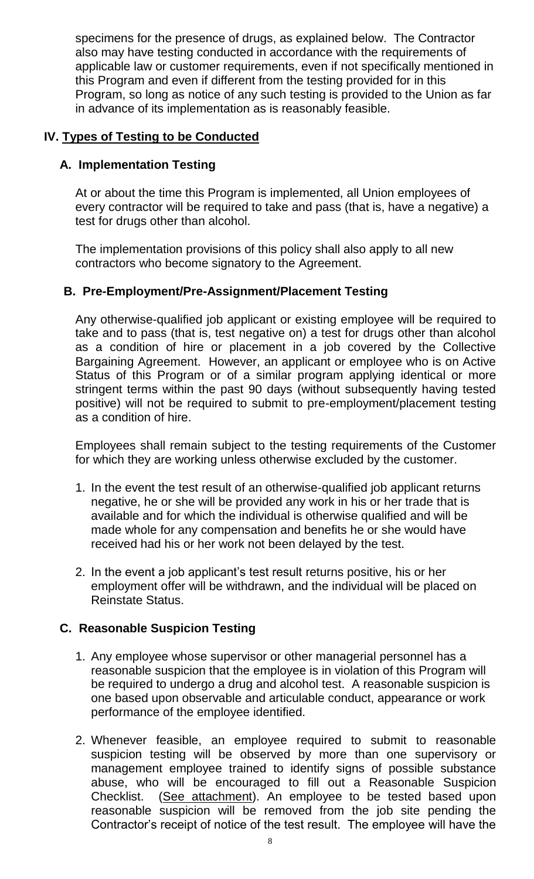specimens for the presence of drugs, as explained below. The Contractor also may have testing conducted in accordance with the requirements of applicable law or customer requirements, even if not specifically mentioned in this Program and even if different from the testing provided for in this Program, so long as notice of any such testing is provided to the Union as far in advance of its implementation as is reasonably feasible.

## IV. Types of Testing to be Conducted

### A. Implementation Testing

At or about the time this Program is implemented, all Union employees of every contractor will be required to take and pass (that is, have a negative) a test for drugs other than alcohol.

The implementation provisions of this policy shall also apply to all new contractors who become signatory to the Agreement.

### B. Pre-Employment/Pre-Assignment/Placement Testing

Any otherwise-qualified job applicant or existing employee will be required to take and to pass (that is, test negative on) a test for drugs other than alcohol as a condition of hire or placement in a job covered by the Collective Bargaining Agreement. However, an applicant or employee who is on Active Status of this Program or of a similar program applying identical or more stringent terms within the past 90 days (without subsequently having tested positive) will not be required to submit to pre-employment/placement testing as a condition of hire.

Employees shall remain subject to the testing requirements of the Customer for which they are working unless otherwise excluded by the customer.

1. In the event the test result of an otherwise-qualified job applicant returns negative, he or she will be provided any work in his or her trade that is available and for which the individual is otherwise qualified and will be made whole for any compensation and benefits he or she would have received had his or her work not been delayed by the test.
2. In the event a job applicant's test result returns positive, his or her employment offer will be withdrawn, and the individual will be placed on Reinstate Status.

### C. Reasonable Suspicion Testing

1. Any employee whose supervisor or other managerial personnel has a reasonable suspicion that the employee is in violation of this Program will be required to undergo a drug and alcohol test. A reasonable suspicion is one based upon observable and articulable conduct, appearance or work performance of the employee identified.
2. Whenever feasible, an employee required to submit to reasonable suspicion testing will be observed by more than one supervisory or management employee trained to identify signs of possible substance abuse, who will be encouraged to fill out a Reasonable Suspicion Checklist. (See attachment). An employee to be tested based upon reasonable suspicion will be removed from the job site pending the Contractor's receipt of notice of the test result. The employee will have the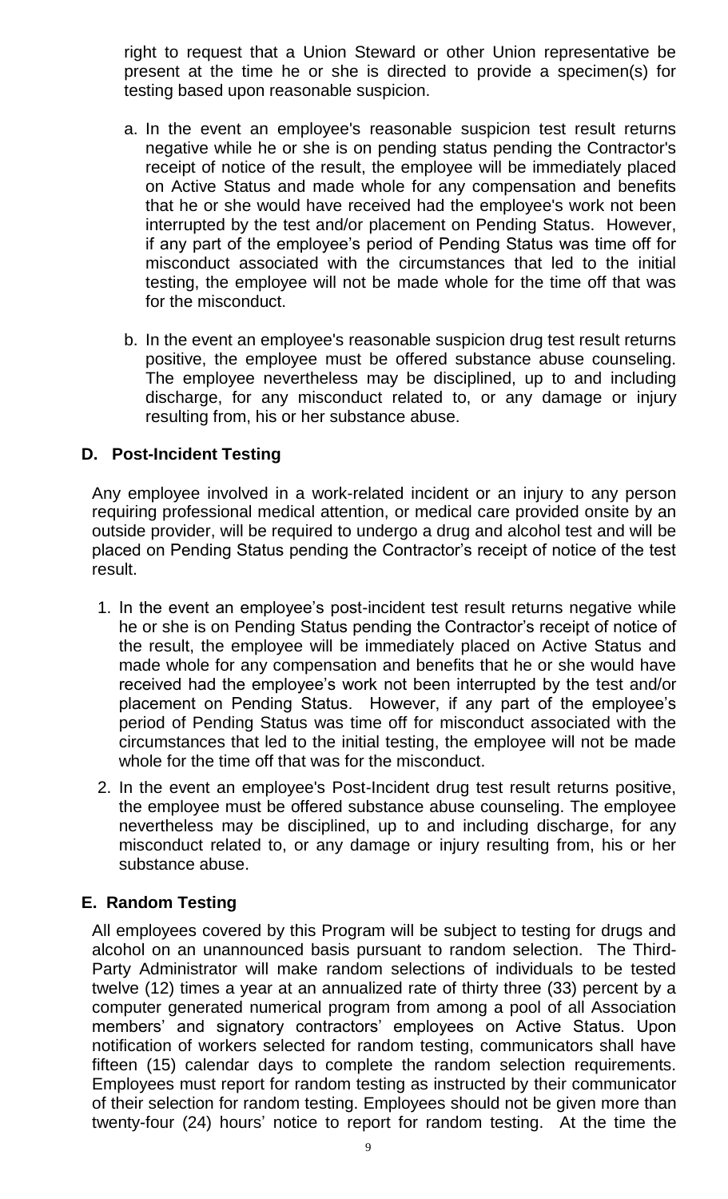right to request that a Union Steward or other Union representative be present at the time he or she is directed to provide a specimen(s) for testing based upon reasonable suspicion.

a. In the event an employee's reasonable suspicion test result returns negative while he or she is on pending status pending the Contractor's receipt of notice of the result, the employee will be immediately placed on Active Status and made whole for any compensation and benefits that he or she would have received had the employee's work not been interrupted by the test and/or placement on Pending Status. However, if any part of the employee's period of Pending Status was time off for misconduct associated with the circumstances that led to the initial testing, the employee will not be made whole for the time off that was for the misconduct.

b. In the event an employee's reasonable suspicion drug test result returns positive, the employee must be offered substance abuse counseling. The employee nevertheless may be disciplined, up to and including discharge, for any misconduct related to, or any damage or injury resulting from, his or her substance abuse.

### D. Post-Incident Testing

Any employee involved in a work-related incident or an injury to any person requiring professional medical attention, or medical care provided onsite by an outside provider, will be required to undergo a drug and alcohol test and will be placed on Pending Status pending the Contractor's receipt of notice of the test result.

1. In the event an employee's post-incident test result returns negative while he or she is on Pending Status pending the Contractor's receipt of notice of the result, the employee will be immediately placed on Active Status and made whole for any compensation and benefits that he or she would have received had the employee's work not been interrupted by the test and/or placement on Pending Status. However, if any part of the employee's period of Pending Status was time off for misconduct associated with the circumstances that led to the initial testing, the employee will not be made whole for the time off that was for the misconduct.
2. In the event an employee's Post-Incident drug test result returns positive, the employee must be offered substance abuse counseling. The employee nevertheless may be disciplined, up to and including discharge, for any misconduct related to, or any damage or injury resulting from, his or her substance abuse.

### E. Random Testing

All employees covered by this Program will be subject to testing for drugs and alcohol on an unannounced basis pursuant to random selection. The Third-Party Administrator will make random selections of individuals to be tested twelve (12) times a year at an annualized rate of thirty three (33) percent by a computer generated numerical program from among a pool of all Association members' and signatory contractors' employees on Active Status. Upon notification of workers selected for random testing, communicators shall have fifteen (15) calendar days to complete the random selection requirements. Employees must report for random testing as instructed by their communicator of their selection for random testing. Employees should not be given more than twenty-four (24) hours' notice to report for random testing. At the time the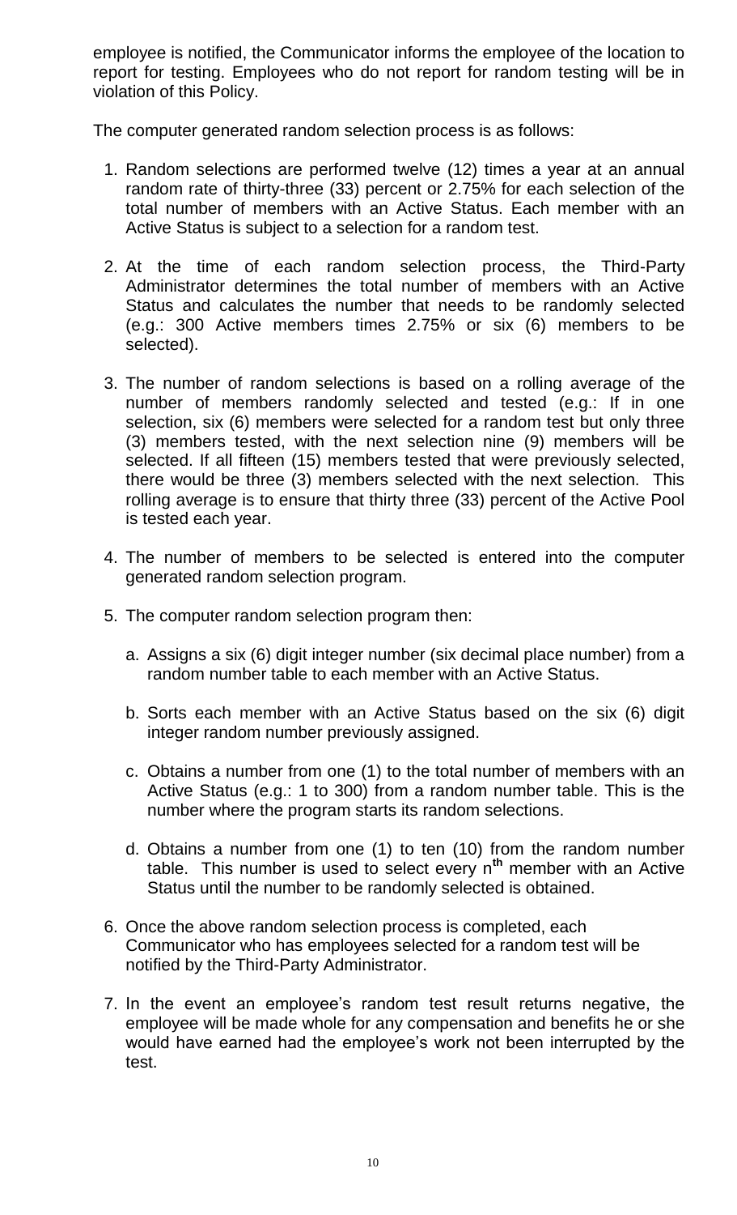employee is notified, the Communicator informs the employee of the location to report for testing. Employees who do not report for random testing will be in violation of this Policy.

The computer generated random selection process is as follows:

1. Random selections are performed twelve (12) times a year at an annual random rate of thirty-three (33) percent or 2.75% for each selection of the total number of members with an Active Status. Each member with an Active Status is subject to a selection for a random test.

2. At the time of each random selection process, the Third-Party Administrator determines the total number of members with an Active Status and calculates the number that needs to be randomly selected (e.g.: 300 Active members times 2.75% or six (6) members to be selected).

3. The number of random selections is based on a rolling average of the number of members randomly selected and tested (e.g.: If in one selection, six (6) members were selected for a random test but only three (3) members tested, with the next selection nine (9) members will be selected. If all fifteen (15) members tested that were previously selected, there would be three (3) members selected with the next selection. This rolling average is to ensure that thirty three (33) percent of the Active Pool is tested each year.

4. The number of members to be selected is entered into the computer generated random selection program.

5. The computer random selection program then:

   a. Assigns a six (6) digit integer number (six decimal place number) from a random number table to each member with an Active Status.

   b. Sorts each member with an Active Status based on the six (6) digit integer random number previously assigned.

   c. Obtains a number from one (1) to the total number of members with an Active Status (e.g.: 1 to 300) from a random number table. This is the number where the program starts its random selections.

   d. Obtains a number from one (1) to ten (10) from the random number table. This number is used to select every $n^{th}$ member with an Active Status until the number to be randomly selected is obtained.

6. Once the above random selection process is completed, each Communicator who has employees selected for a random test will be notified by the Third-Party Administrator.

7. In the event an employee's random test result returns negative, the employee will be made whole for any compensation and benefits he or she would have earned had the employee's work not been interrupted by the test.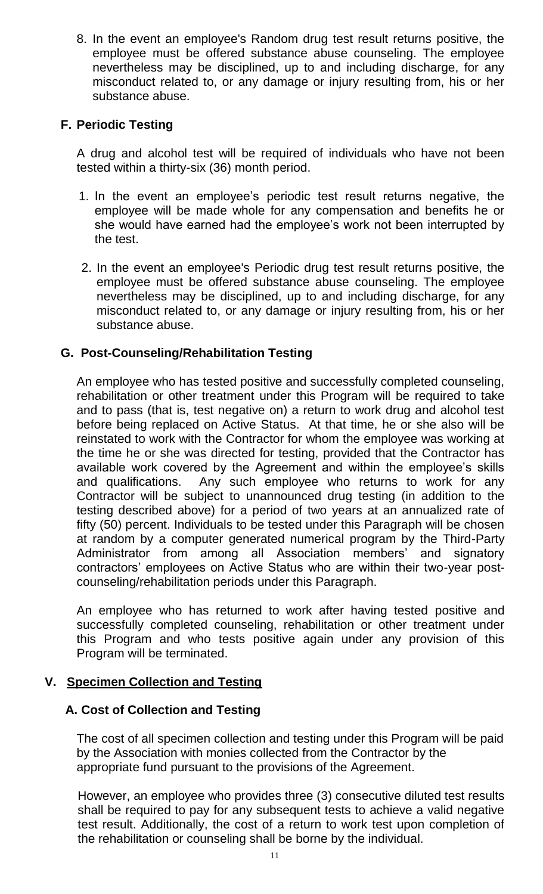8. In the event an employee's Random drug test result returns positive, the employee must be offered substance abuse counseling. The employee nevertheless may be disciplined, up to and including discharge, for any misconduct related to, or any damage or injury resulting from, his or her substance abuse.

### F. Periodic Testing

A drug and alcohol test will be required of individuals who have not been tested within a thirty-six (36) month period.

1. In the event an employee's periodic test result returns negative, the employee will be made whole for any compensation and benefits he or she would have earned had the employee's work not been interrupted by the test.
2. In the event an employee's Periodic drug test result returns positive, the employee must be offered substance abuse counseling. The employee nevertheless may be disciplined, up to and including discharge, for any misconduct related to, or any damage or injury resulting from, his or her substance abuse.

### G. Post-Counseling/Rehabilitation Testing

An employee who has tested positive and successfully completed counseling, rehabilitation or other treatment under this Program will be required to take and to pass (that is, test negative on) a return to work drug and alcohol test before being replaced on Active Status. At that time, he or she also will be reinstated to work with the Contractor for whom the employee was working at the time he or she was directed for testing, provided that the Contractor has available work covered by the Agreement and within the employee's skills and qualifications. Any such employee who returns to work for any Contractor will be subject to unannounced drug testing (in addition to the testing described above) for a period of two years at an annualized rate of fifty (50) percent. Individuals to be tested under this Paragraph will be chosen at random by a computer generated numerical program by the Third-Party Administrator from among all Association members' and signatory contractors' employees on Active Status who are within their two-year post-counseling/rehabilitation periods under this Paragraph.

An employee who has returned to work after having tested positive and successfully completed counseling, rehabilitation or other treatment under this Program and who tests positive again under any provision of this Program will be terminated.

## V. Specimen Collection and Testing

### A. Cost of Collection and Testing

The cost of all specimen collection and testing under this Program will be paid by the Association with monies collected from the Contractor by the appropriate fund pursuant to the provisions of the Agreement.

However, an employee who provides three (3) consecutive diluted test results shall be required to pay for any subsequent tests to achieve a valid negative test result. Additionally, the cost of a return to work test upon completion of the rehabilitation or counseling shall be borne by the individual.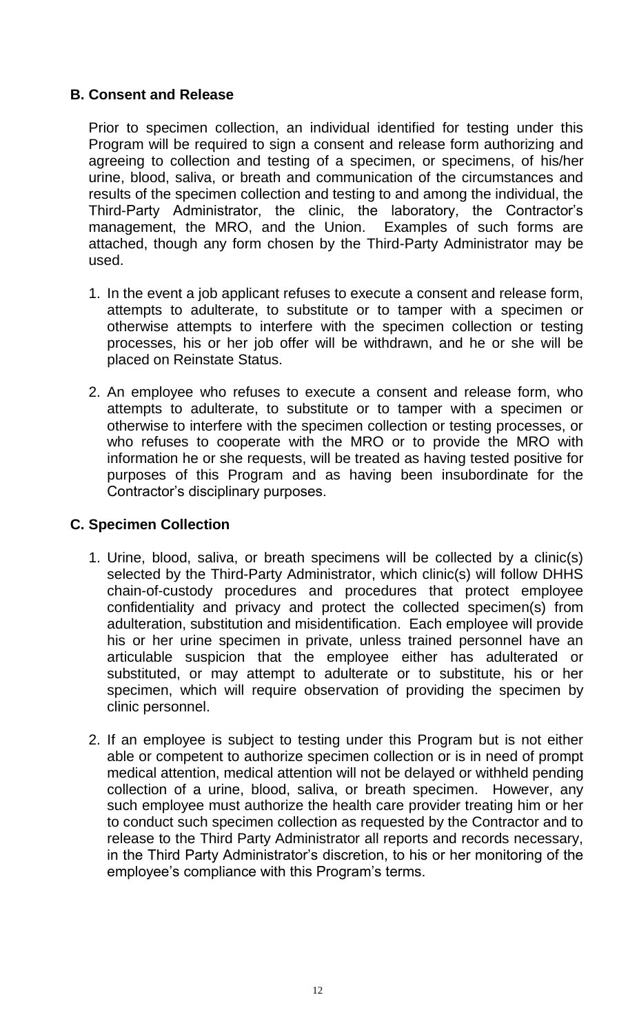### B. Consent and Release

Prior to specimen collection, an individual identified for testing under this Program will be required to sign a consent and release form authorizing and agreeing to collection and testing of a specimen, or specimens, of his/her urine, blood, saliva, or breath and communication of the circumstances and results of the specimen collection and testing to and among the individual, the Third-Party Administrator, the clinic, the laboratory, the Contractor's management, the MRO, and the Union. Examples of such forms are attached, though any form chosen by the Third-Party Administrator may be used.

1. In the event a job applicant refuses to execute a consent and release form, attempts to adulterate, to substitute or to tamper with a specimen or otherwise attempts to interfere with the specimen collection or testing processes, his or her job offer will be withdrawn, and he or she will be placed on Reinstate Status.

2. An employee who refuses to execute a consent and release form, who attempts to adulterate, to substitute or to tamper with a specimen or otherwise to interfere with the specimen collection or testing processes, or who refuses to cooperate with the MRO or to provide the MRO with information he or she requests, will be treated as having tested positive for purposes of this Program and as having been insubordinate for the Contractor's disciplinary purposes.

### C. Specimen Collection

1. Urine, blood, saliva, or breath specimens will be collected by a clinic(s) selected by the Third-Party Administrator, which clinic(s) will follow DHHS chain-of-custody procedures and procedures that protect employee confidentiality and privacy and protect the collected specimen(s) from adulteration, substitution and misidentification. Each employee will provide his or her urine specimen in private, unless trained personnel have an articulable suspicion that the employee either has adulterated or substituted, or may attempt to adulterate or to substitute, his or her specimen, which will require observation of providing the specimen by clinic personnel.

2. If an employee is subject to testing under this Program but is not either able or competent to authorize specimen collection or is in need of prompt medical attention, medical attention will not be delayed or withheld pending collection of a urine, blood, saliva, or breath specimen. However, any such employee must authorize the health care provider treating him or her to conduct such specimen collection as requested by the Contractor and to release to the Third Party Administrator all reports and records necessary, in the Third Party Administrator's discretion, to his or her monitoring of the employee's compliance with this Program's terms.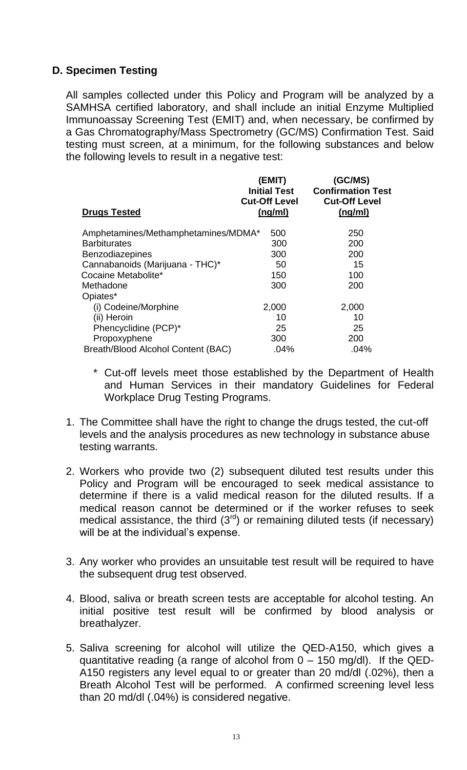## D. Specimen Testing

All samples collected under this Policy and Program will be analyzed by a SAMHSA certified laboratory, and shall include an initial Enzyme Multiplied Immunoassay Screening Test (EMIT) and, when necessary, be confirmed by a Gas Chromatography/Mass Spectrometry (GC/MS) Confirmation Test. Said testing must screen, at a minimum, for the following substances and below the following levels to result in a negative test:

| Drugs Tested | (EMIT) Initial Test Cut-Off Level (ng/ml) | (GC/MS) Confirmation Test Cut-Off Level (ng/ml) |
|---|---|---|
| Amphetamines/Methamphetamines/MDMA* | 500 | 250 |
| Barbiturates | 300 | 200 |
| Benzodiazepines | 300 | 200 |
| Cannabanoids (Marijuana - THC)* | 50 | 15 |
| Cocaine Metabolite* | 150 | 100 |
| Methadone | 300 | 200 |
| Opiates* | | |
| (i) Codeine/Morphine | 2,000 | 2,000 |
| (ii) Heroin | 10 | 10 |
| Phencyclidine (PCP)* | 25 | 25 |
| Propoxyphene | 300 | 200 |
| Breath/Blood Alcohol Content (BAC) | .04% | .04% |

\* Cut-off levels meet those established by the Department of Health and Human Services in their mandatory Guidelines for Federal Workplace Drug Testing Programs.

1. The Committee shall have the right to change the drugs tested, the cut-off levels and the analysis procedures as new technology in substance abuse testing warrants.

2. Workers who provide two (2) subsequent diluted test results under this Policy and Program will be encouraged to seek medical assistance to determine if there is a valid medical reason for the diluted results. If a medical reason cannot be determined or if the worker refuses to seek medical assistance, the third (3rd) or remaining diluted tests (if necessary) will be at the individual's expense.

3. Any worker who provides an unsuitable test result will be required to have the subsequent drug test observed.

4. Blood, saliva or breath screen tests are acceptable for alcohol testing. An initial positive test result will be confirmed by blood analysis or breathalyzer.

5. Saliva screening for alcohol will utilize the QED-A150, which gives a quantitative reading (a range of alcohol from 0 – 150 mg/dl). If the QED-A150 registers any level equal to or greater than 20 md/dl (.02%), then a Breath Alcohol Test will be performed. A confirmed screening level less than 20 md/dl (.04%) is considered negative.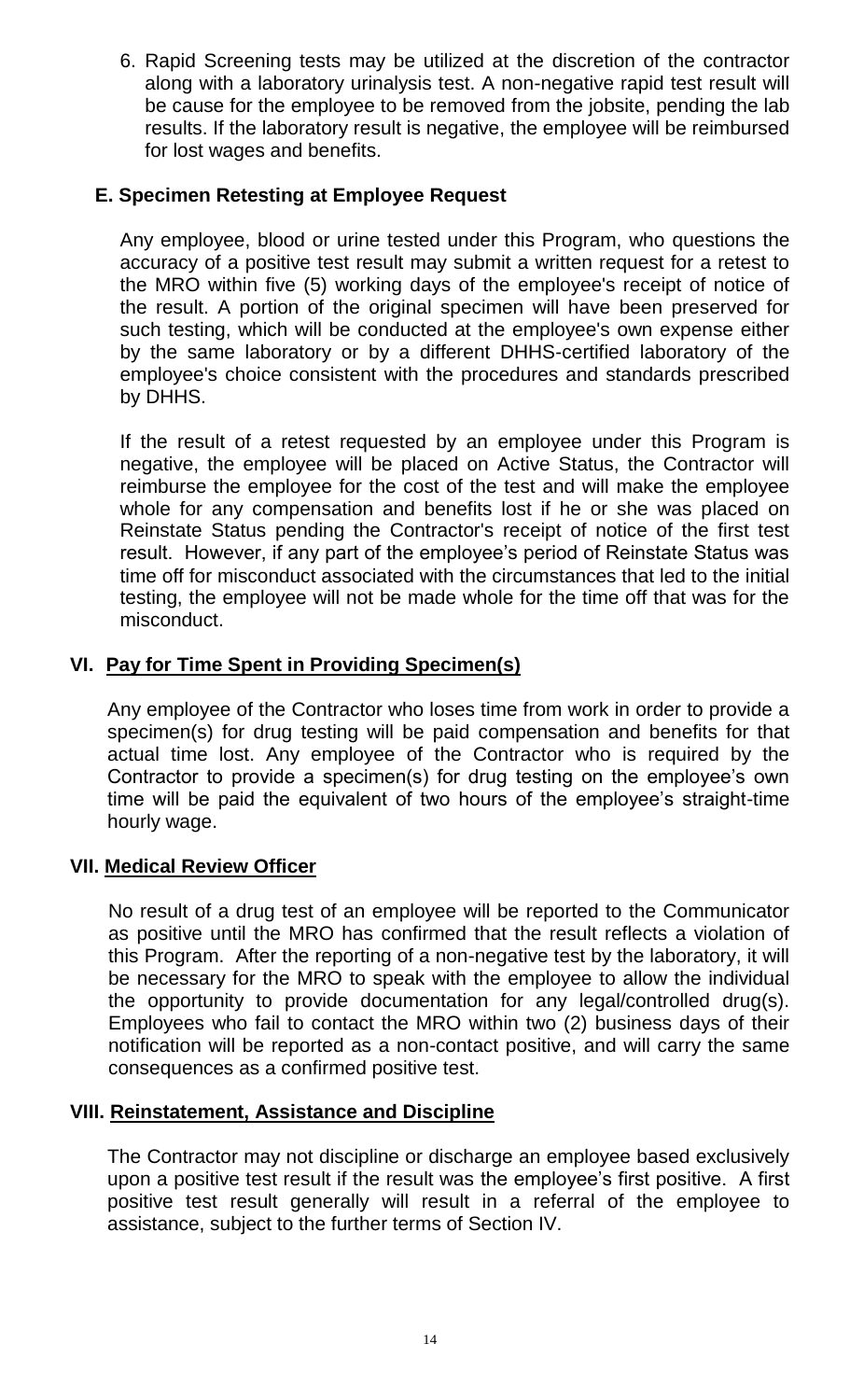6. Rapid Screening tests may be utilized at the discretion of the contractor along with a laboratory urinalysis test. A non-negative rapid test result will be cause for the employee to be removed from the jobsite, pending the lab results. If the laboratory result is negative, the employee will be reimbursed for lost wages and benefits.

### E. Specimen Retesting at Employee Request

Any employee, blood or urine tested under this Program, who questions the accuracy of a positive test result may submit a written request for a retest to the MRO within five (5) working days of the employee's receipt of notice of the result. A portion of the original specimen will have been preserved for such testing, which will be conducted at the employee's own expense either by the same laboratory or by a different DHHS-certified laboratory of the employee's choice consistent with the procedures and standards prescribed by DHHS.

If the result of a retest requested by an employee under this Program is negative, the employee will be placed on Active Status, the Contractor will reimburse the employee for the cost of the test and will make the employee whole for any compensation and benefits lost if he or she was placed on Reinstate Status pending the Contractor's receipt of notice of the first test result. However, if any part of the employee's period of Reinstate Status was time off for misconduct associated with the circumstances that led to the initial testing, the employee will not be made whole for the time off that was for the misconduct.

## VI. Pay for Time Spent in Providing Specimen(s)

Any employee of the Contractor who loses time from work in order to provide a specimen(s) for drug testing will be paid compensation and benefits for that actual time lost. Any employee of the Contractor who is required by the Contractor to provide a specimen(s) for drug testing on the employee's own time will be paid the equivalent of two hours of the employee's straight-time hourly wage.

## VII. Medical Review Officer

No result of a drug test of an employee will be reported to the Communicator as positive until the MRO has confirmed that the result reflects a violation of this Program. After the reporting of a non-negative test by the laboratory, it will be necessary for the MRO to speak with the employee to allow the individual the opportunity to provide documentation for any legal/controlled drug(s). Employees who fail to contact the MRO within two (2) business days of their notification will be reported as a non-contact positive, and will carry the same consequences as a confirmed positive test.

## VIII. Reinstatement, Assistance and Discipline

The Contractor may not discipline or discharge an employee based exclusively upon a positive test result if the result was the employee's first positive. A first positive test result generally will result in a referral of the employee to assistance, subject to the further terms of Section IV.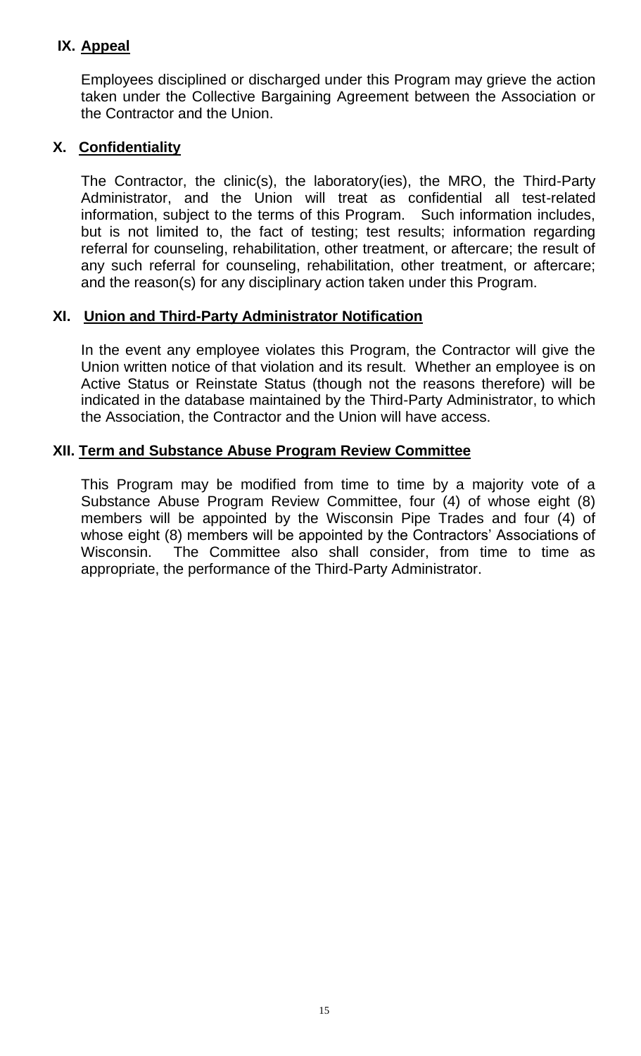## IX. Appeal

Employees disciplined or discharged under this Program may grieve the action taken under the Collective Bargaining Agreement between the Association or the Contractor and the Union.

## X. Confidentiality

The Contractor, the clinic(s), the laboratory(ies), the MRO, the Third-Party Administrator, and the Union will treat as confidential all test-related information, subject to the terms of this Program. Such information includes, but is not limited to, the fact of testing; test results; information regarding referral for counseling, rehabilitation, other treatment, or aftercare; the result of any such referral for counseling, rehabilitation, other treatment, or aftercare; and the reason(s) for any disciplinary action taken under this Program.

## XI. Union and Third-Party Administrator Notification

In the event any employee violates this Program, the Contractor will give the Union written notice of that violation and its result. Whether an employee is on Active Status or Reinstate Status (though not the reasons therefore) will be indicated in the database maintained by the Third-Party Administrator, to which the Association, the Contractor and the Union will have access.

## XII. Term and Substance Abuse Program Review Committee

This Program may be modified from time to time by a majority vote of a Substance Abuse Program Review Committee, four (4) of whose eight (8) members will be appointed by the Wisconsin Pipe Trades and four (4) of whose eight (8) members will be appointed by the Contractors' Associations of Wisconsin. The Committee also shall consider, from time to time as appropriate, the performance of the Third-Party Administrator.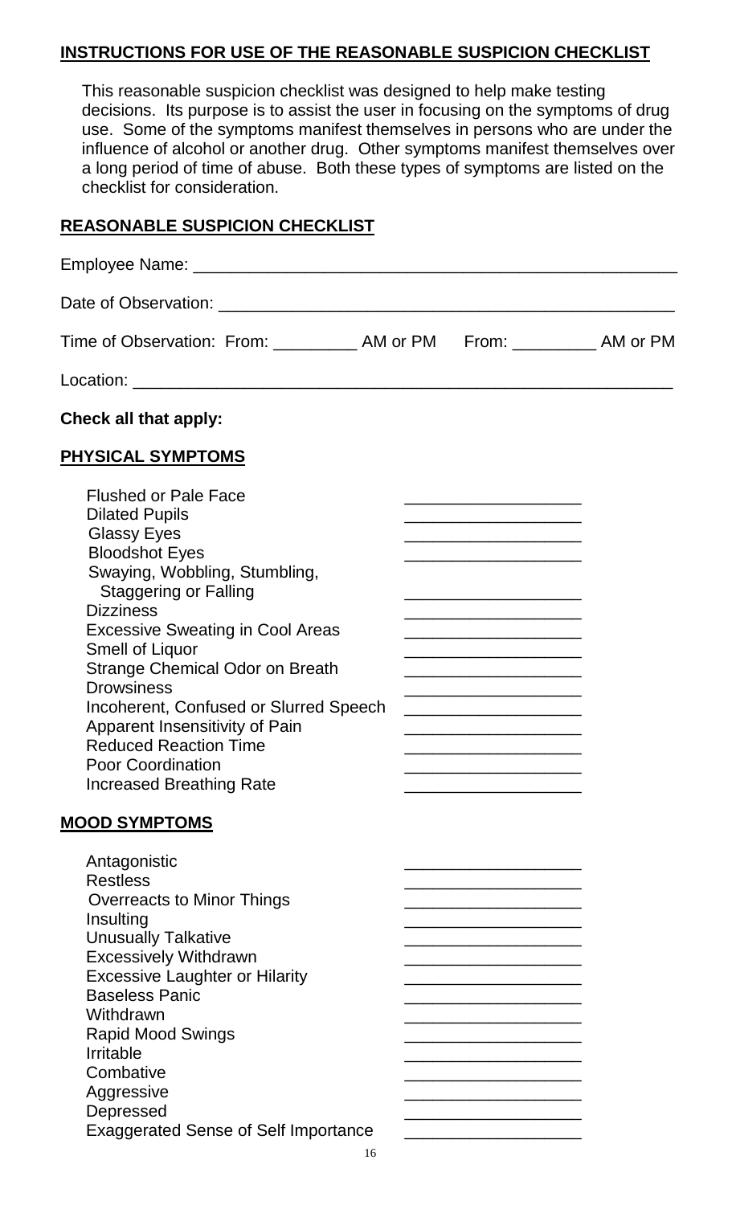## INSTRUCTIONS FOR USE OF THE REASONABLE SUSPICION CHECKLIST

This reasonable suspicion checklist was designed to help make testing decisions. Its purpose is to assist the user in focusing on the symptoms of drug use. Some of the symptoms manifest themselves in persons who are under the influence of alcohol or another drug. Other symptoms manifest themselves over a long period of time of abuse. Both these types of symptoms are listed on the checklist for consideration.

## REASONABLE SUSPICION CHECKLIST

Employee Name: ______________________________________________________

Date of Observation: ___________________________________________________

Time of Observation: From: _________ AM or PM From: _________ AM or PM

Location: ___________________________________________________________

**Check all that apply:**

### PHYSICAL SYMPTOMS

| | |
|---|---|
| Flushed or Pale Face | __________________ |
| Dilated Pupils | __________________ |
| Glassy Eyes | __________________ |
| Bloodshot Eyes | __________________ |
| Swaying, Wobbling, Stumbling, Staggering or Falling | __________________ |
| Dizziness | __________________ |
| Excessive Sweating in Cool Areas | __________________ |
| Smell of Liquor | __________________ |
| Strange Chemical Odor on Breath | __________________ |
| Drowsiness | __________________ |
| Incoherent, Confused or Slurred Speech | __________________ |
| Apparent Insensitivity of Pain | __________________ |
| Reduced Reaction Time | __________________ |
| Poor Coordination | __________________ |
| Increased Breathing Rate | __________________ |

### MOOD SYMPTOMS

| | |
|---|---|
| Antagonistic | __________________ |
| Restless | __________________ |
| Overreacts to Minor Things | __________________ |
| Insulting | __________________ |
| Unusually Talkative | __________________ |
| Excessively Withdrawn | __________________ |
| Excessive Laughter or Hilarity | __________________ |
| Baseless Panic | __________________ |
| Withdrawn | __________________ |
| Rapid Mood Swings | __________________ |
| Irritable | __________________ |
| Combative | __________________ |
| Aggressive | __________________ |
| Depressed | __________________ |
| Exaggerated Sense of Self Importance | __________________ |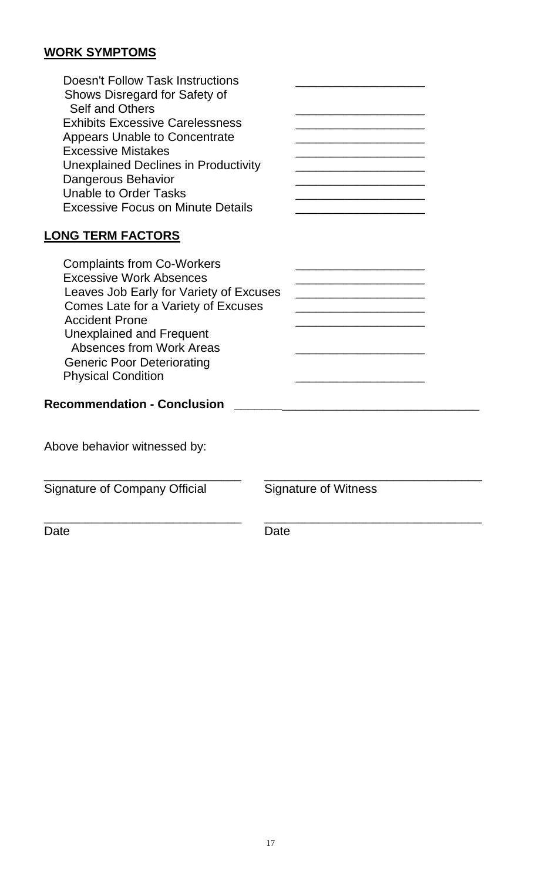**WORK SYMPTOMS**

| | |
|---|---|
| Doesn't Follow Task Instructions | ___________________ |
| Shows Disregard for Safety of Self and Others | ___________________ |
| Exhibits Excessive Carelessness | ___________________ |
| Appears Unable to Concentrate | ___________________ |
| Excessive Mistakes | ___________________ |
| Unexplained Declines in Productivity | ___________________ |
| Dangerous Behavior | ___________________ |
| Unable to Order Tasks | ___________________ |
| Excessive Focus on Minute Details | ___________________ |

**LONG TERM FACTORS**

| | |
|---|---|
| Complaints from Co-Workers | ___________________ |
| Excessive Work Absences | ___________________ |
| Leaves Job Early for Variety of Excuses | ___________________ |
| Comes Late for a Variety of Excuses | ___________________ |
| Accident Prone | ___________________ |
| Unexplained and Frequent Absences from Work Areas | ___________________ |
| Generic Poor Deteriorating Physical Condition | ___________________ |

**Recommendation - Conclusion** ____________________________________

Above behavior witnessed by:

_____________________________ _________________________________

Signature of Company Official Signature of Witness

_____________________________ _________________________________

Date Date